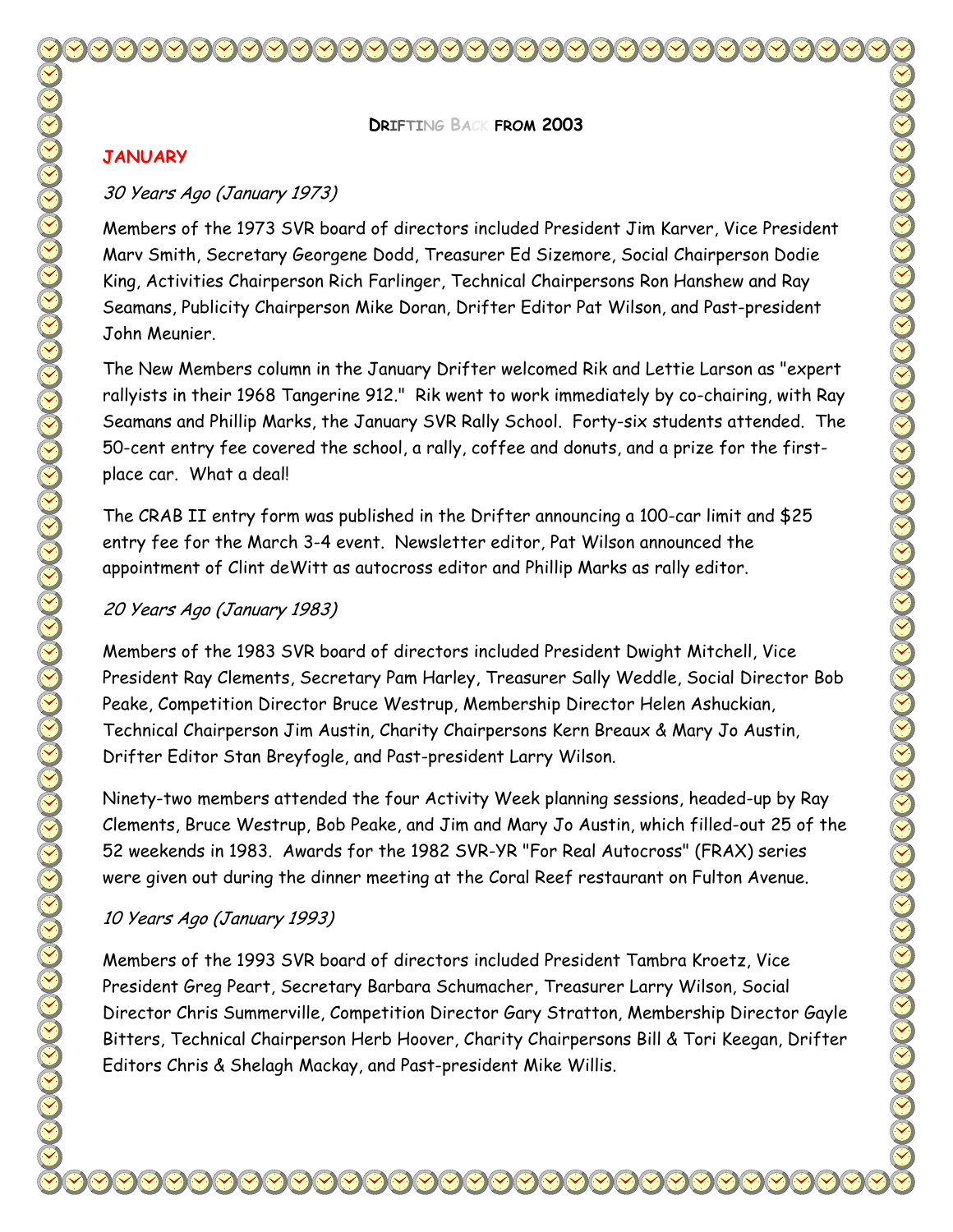# DRIFTING BACK FROM 2003

## JANUARY

### *30 Years Ago (January 1973)*

Members of the 1973 SVR board of directors included President Jim Karver, Vice President Marv Smith, Secretary Georgene Dodd, Treasurer Ed Sizemore, Social Chairperson Dodie King, Activities Chairperson Rich Farlinger, Technical Chairpersons Ron Hanshew and Ray Seamans, Publicity Chairperson Mike Doran, Drifter Editor Pat Wilson, and Past-president John Meunier.

The New Members column in the January Drifter welcomed Rik and Lettie Larson as "expert rallyists in their 1968 Tangerine 912." Rik went to work immediately by co-chairing, with Ray Seamans and Phillip Marks, the January SVR Rally School. Forty-six students attended. The 50-cent entry fee covered the school, a rally, coffee and donuts, and a prize for the first-place car. What a deal!

The CRAB II entry form was published in the Drifter announcing a 100-car limit and $25 entry fee for the March 3-4 event. Newsletter editor, Pat Wilson announced the appointment of Clint deWitt as autocross editor and Phillip Marks as rally editor.

### *20 Years Ago (January 1983)*

Members of the 1983 SVR board of directors included President Dwight Mitchell, Vice President Ray Clements, Secretary Pam Harley, Treasurer Sally Weddle, Social Director Bob Peake, Competition Director Bruce Westrup, Membership Director Helen Ashuckian, Technical Chairperson Jim Austin, Charity Chairpersons Kern Breaux & Mary Jo Austin, Drifter Editor Stan Breyfogle, and Past-president Larry Wilson.

Ninety-two members attended the four Activity Week planning sessions, headed-up by Ray Clements, Bruce Westrup, Bob Peake, and Jim and Mary Jo Austin, which filled-out 25 of the 52 weekends in 1983. Awards for the 1982 SVR-YR "For Real Autocross" (FRAX) series were given out during the dinner meeting at the Coral Reef restaurant on Fulton Avenue.

### *10 Years Ago (January 1993)*

Members of the 1993 SVR board of directors included President Tambra Kroetz, Vice President Greg Peart, Secretary Barbara Schumacher, Treasurer Larry Wilson, Social Director Chris Summerville, Competition Director Gary Stratton, Membership Director Gayle Bitters, Technical Chairperson Herb Hoover, Charity Chairpersons Bill & Tori Keegan, Drifter Editors Chris & Shelagh Mackay, and Past-president Mike Willis.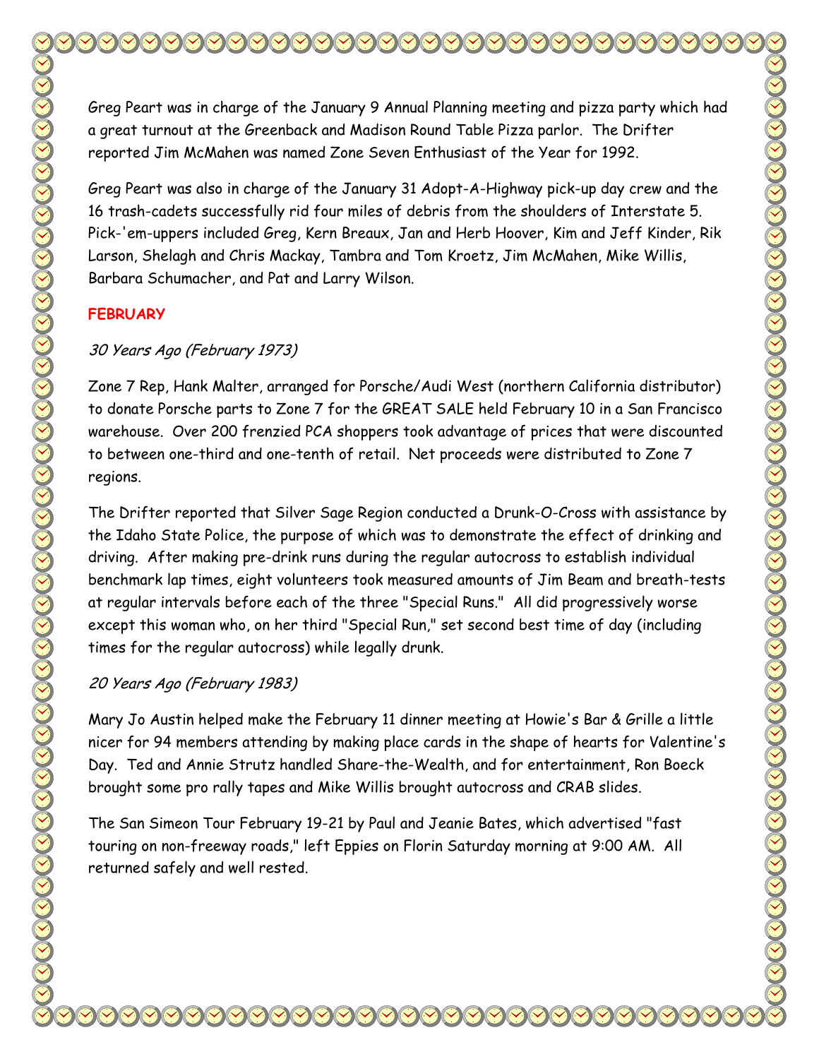Greg Peart was in charge of the January 9 Annual Planning meeting and pizza party which had a great turnout at the Greenback and Madison Round Table Pizza parlor. The Drifter reported Jim McMahen was named Zone Seven Enthusiast of the Year for 1992.

Greg Peart was also in charge of the January 31 Adopt-A-Highway pick-up day crew and the 16 trash-cadets successfully rid four miles of debris from the shoulders of Interstate 5. Pick-'em-uppers included Greg, Kern Breaux, Jan and Herb Hoover, Kim and Jeff Kinder, Rik Larson, Shelagh and Chris Mackay, Tambra and Tom Kroetz, Jim McMahen, Mike Willis, Barbara Schumacher, and Pat and Larry Wilson.

## FEBRUARY

### *30 Years Ago (February 1973)*

Zone 7 Rep, Hank Malter, arranged for Porsche/Audi West (northern California distributor) to donate Porsche parts to Zone 7 for the GREAT SALE held February 10 in a San Francisco warehouse. Over 200 frenzied PCA shoppers took advantage of prices that were discounted to between one-third and one-tenth of retail. Net proceeds were distributed to Zone 7 regions.

The Drifter reported that Silver Sage Region conducted a Drunk-O-Cross with assistance by the Idaho State Police, the purpose of which was to demonstrate the effect of drinking and driving. After making pre-drink runs during the regular autocross to establish individual benchmark lap times, eight volunteers took measured amounts of Jim Beam and breath-tests at regular intervals before each of the three "Special Runs." All did progressively worse except this woman who, on her third "Special Run," set second best time of day (including times for the regular autocross) while legally drunk.

### *20 Years Ago (February 1983)*

Mary Jo Austin helped make the February 11 dinner meeting at Howie's Bar & Grille a little nicer for 94 members attending by making place cards in the shape of hearts for Valentine's Day. Ted and Annie Strutz handled Share-the-Wealth, and for entertainment, Ron Boeck brought some pro rally tapes and Mike Willis brought autocross and CRAB slides.

The San Simeon Tour February 19-21 by Paul and Jeanie Bates, which advertised "fast touring on non-freeway roads," left Eppies on Florin Saturday morning at 9:00 AM. All returned safely and well rested.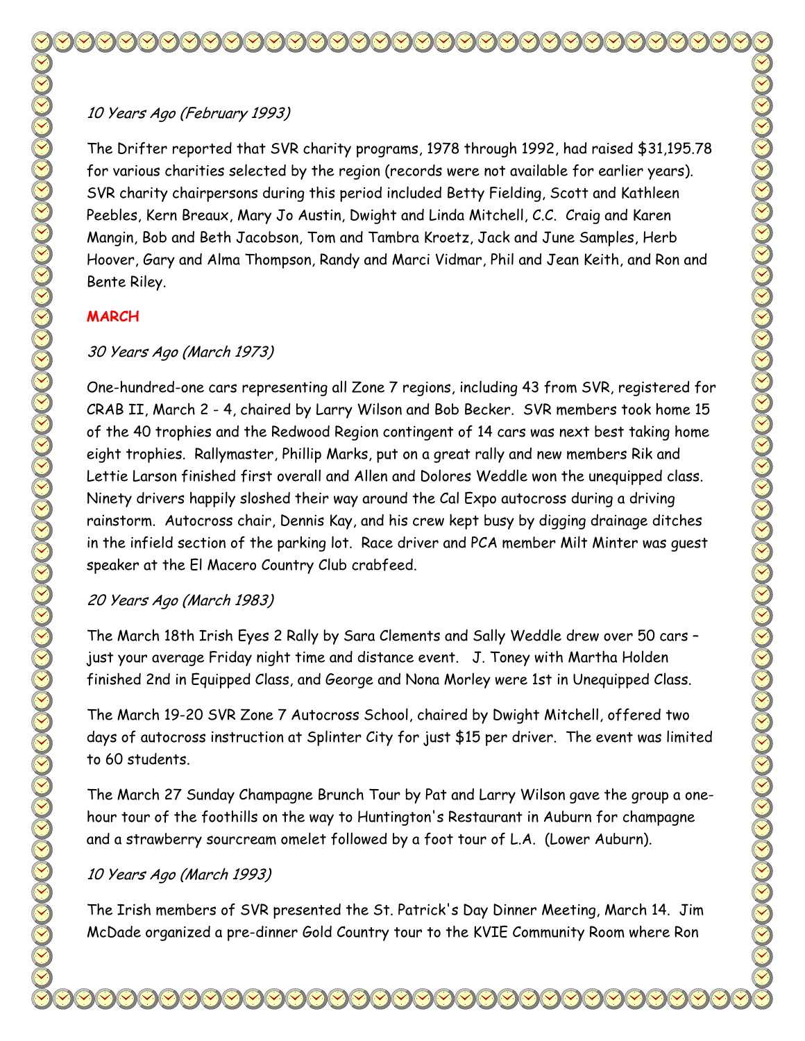*10 Years Ago (February 1993)*

The Drifter reported that SVR charity programs, 1978 through 1992, had raised $31,195.78 for various charities selected by the region (records were not available for earlier years). SVR charity chairpersons during this period included Betty Fielding, Scott and Kathleen Peebles, Kern Breaux, Mary Jo Austin, Dwight and Linda Mitchell, C.C. Craig and Karen Mangin, Bob and Beth Jacobson, Tom and Tambra Kroetz, Jack and June Samples, Herb Hoover, Gary and Alma Thompson, Randy and Marci Vidmar, Phil and Jean Keith, and Ron and Bente Riley.

**MARCH**

*30 Years Ago (March 1973)*

One-hundred-one cars representing all Zone 7 regions, including 43 from SVR, registered for CRAB II, March 2 - 4, chaired by Larry Wilson and Bob Becker. SVR members took home 15 of the 40 trophies and the Redwood Region contingent of 14 cars was next best taking home eight trophies. Rallymaster, Phillip Marks, put on a great rally and new members Rik and Lettie Larson finished first overall and Allen and Dolores Weddle won the unequipped class. Ninety drivers happily sloshed their way around the Cal Expo autocross during a driving rainstorm. Autocross chair, Dennis Kay, and his crew kept busy by digging drainage ditches in the infield section of the parking lot. Race driver and PCA member Milt Minter was guest speaker at the El Macero Country Club crabfeed.

*20 Years Ago (March 1983)*

The March 18th Irish Eyes 2 Rally by Sara Clements and Sally Weddle drew over 50 cars – just your average Friday night time and distance event. J. Toney with Martha Holden finished 2nd in Equipped Class, and George and Nona Morley were 1st in Unequipped Class.

The March 19-20 SVR Zone 7 Autocross School, chaired by Dwight Mitchell, offered two days of autocross instruction at Splinter City for just $15 per driver. The event was limited to 60 students.

The March 27 Sunday Champagne Brunch Tour by Pat and Larry Wilson gave the group a one-hour tour of the foothills on the way to Huntington's Restaurant in Auburn for champagne and a strawberry sourcream omelet followed by a foot tour of L.A. (Lower Auburn).

*10 Years Ago (March 1993)*

The Irish members of SVR presented the St. Patrick's Day Dinner Meeting, March 14. Jim McDade organized a pre-dinner Gold Country tour to the KVIE Community Room where Ron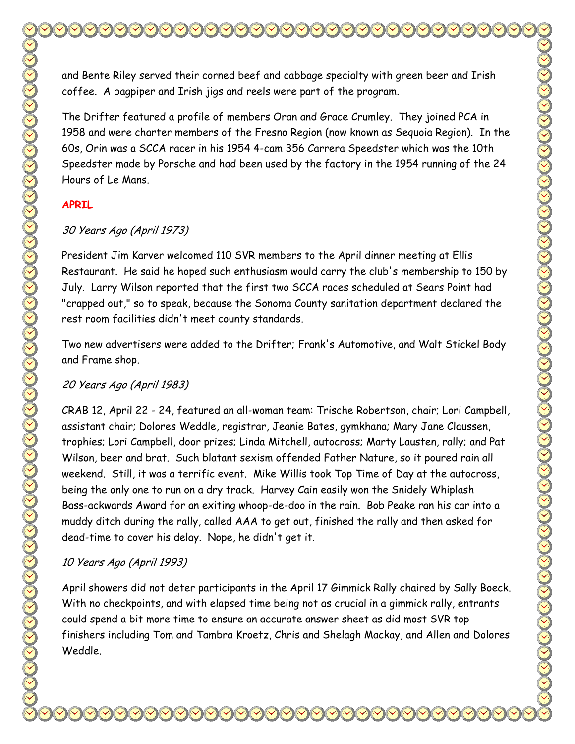and Bente Riley served their corned beef and cabbage specialty with green beer and Irish coffee. A bagpiper and Irish jigs and reels were part of the program.

The Drifter featured a profile of members Oran and Grace Crumley. They joined PCA in 1958 and were charter members of the Fresno Region (now known as Sequoia Region). In the 60s, Orin was a SCCA racer in his 1954 4-cam 356 Carrera Speedster which was the 10th Speedster made by Porsche and had been used by the factory in the 1954 running of the 24 Hours of Le Mans.

## APRIL

### *30 Years Ago (April 1973)*

President Jim Karver welcomed 110 SVR members to the April dinner meeting at Ellis Restaurant. He said he hoped such enthusiasm would carry the club's membership to 150 by July. Larry Wilson reported that the first two SCCA races scheduled at Sears Point had "crapped out," so to speak, because the Sonoma County sanitation department declared the rest room facilities didn't meet county standards.

Two new advertisers were added to the Drifter; Frank's Automotive, and Walt Stickel Body and Frame shop.

### *20 Years Ago (April 1983)*

CRAB 12, April 22 - 24, featured an all-woman team: Trische Robertson, chair; Lori Campbell, assistant chair; Dolores Weddle, registrar, Jeanie Bates, gymkhana; Mary Jane Claussen, trophies; Lori Campbell, door prizes; Linda Mitchell, autocross; Marty Lausten, rally; and Pat Wilson, beer and brat. Such blatant sexism offended Father Nature, so it poured rain all weekend. Still, it was a terrific event. Mike Willis took Top Time of Day at the autocross, being the only one to run on a dry track. Harvey Cain easily won the Snidely Whiplash Bass-ackwards Award for an exiting whoop-de-doo in the rain. Bob Peake ran his car into a muddy ditch during the rally, called AAA to get out, finished the rally and then asked for dead-time to cover his delay. Nope, he didn't get it.

### *10 Years Ago (April 1993)*

April showers did not deter participants in the April 17 Gimmick Rally chaired by Sally Boeck. With no checkpoints, and with elapsed time being not as crucial in a gimmick rally, entrants could spend a bit more time to ensure an accurate answer sheet as did most SVR top finishers including Tom and Tambra Kroetz, Chris and Shelagh Mackay, and Allen and Dolores Weddle.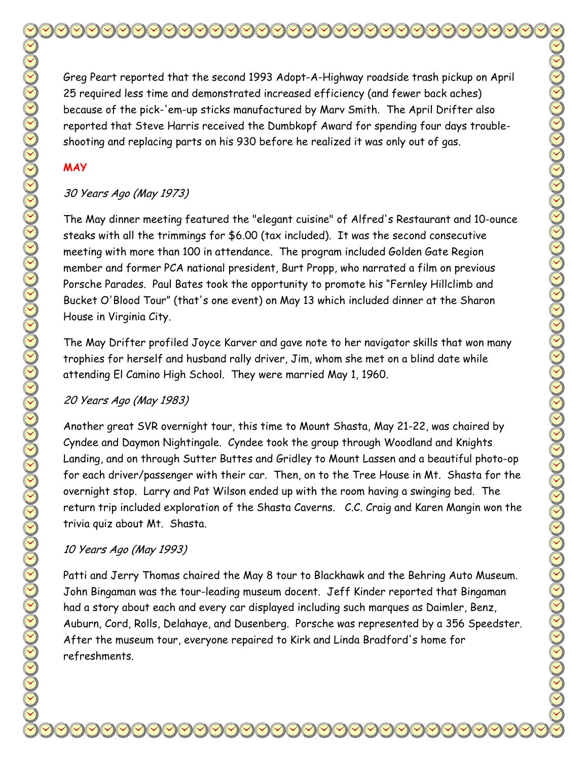Greg Peart reported that the second 1993 Adopt-A-Highway roadside trash pickup on April 25 required less time and demonstrated increased efficiency (and fewer back aches) because of the pick-'em-up sticks manufactured by Marv Smith. The April Drifter also reported that Steve Harris received the Dumbkopf Award for spending four days trouble-shooting and replacing parts on his 930 before he realized it was only out of gas.

## MAY

### *30 Years Ago (May 1973)*

The May dinner meeting featured the "elegant cuisine" of Alfred's Restaurant and 10-ounce steaks with all the trimmings for $6.00 (tax included). It was the second consecutive meeting with more than 100 in attendance. The program included Golden Gate Region member and former PCA national president, Burt Propp, who narrated a film on previous Porsche Parades. Paul Bates took the opportunity to promote his "Fernley Hillclimb and Bucket O'Blood Tour" (that's one event) on May 13 which included dinner at the Sharon House in Virginia City.

The May Drifter profiled Joyce Karver and gave note to her navigator skills that won many trophies for herself and husband rally driver, Jim, whom she met on a blind date while attending El Camino High School. They were married May 1, 1960.

### *20 Years Ago (May 1983)*

Another great SVR overnight tour, this time to Mount Shasta, May 21-22, was chaired by Cyndee and Daymon Nightingale. Cyndee took the group through Woodland and Knights Landing, and on through Sutter Buttes and Gridley to Mount Lassen and a beautiful photo-op for each driver/passenger with their car. Then, on to the Tree House in Mt. Shasta for the overnight stop. Larry and Pat Wilson ended up with the room having a swinging bed. The return trip included exploration of the Shasta Caverns. C.C. Craig and Karen Mangin won the trivia quiz about Mt. Shasta.

### *10 Years Ago (May 1993)*

Patti and Jerry Thomas chaired the May 8 tour to Blackhawk and the Behring Auto Museum. John Bingaman was the tour-leading museum docent. Jeff Kinder reported that Bingaman had a story about each and every car displayed including such marques as Daimler, Benz, Auburn, Cord, Rolls, Delahaye, and Dusenberg. Porsche was represented by a 356 Speedster. After the museum tour, everyone repaired to Kirk and Linda Bradford's home for refreshments.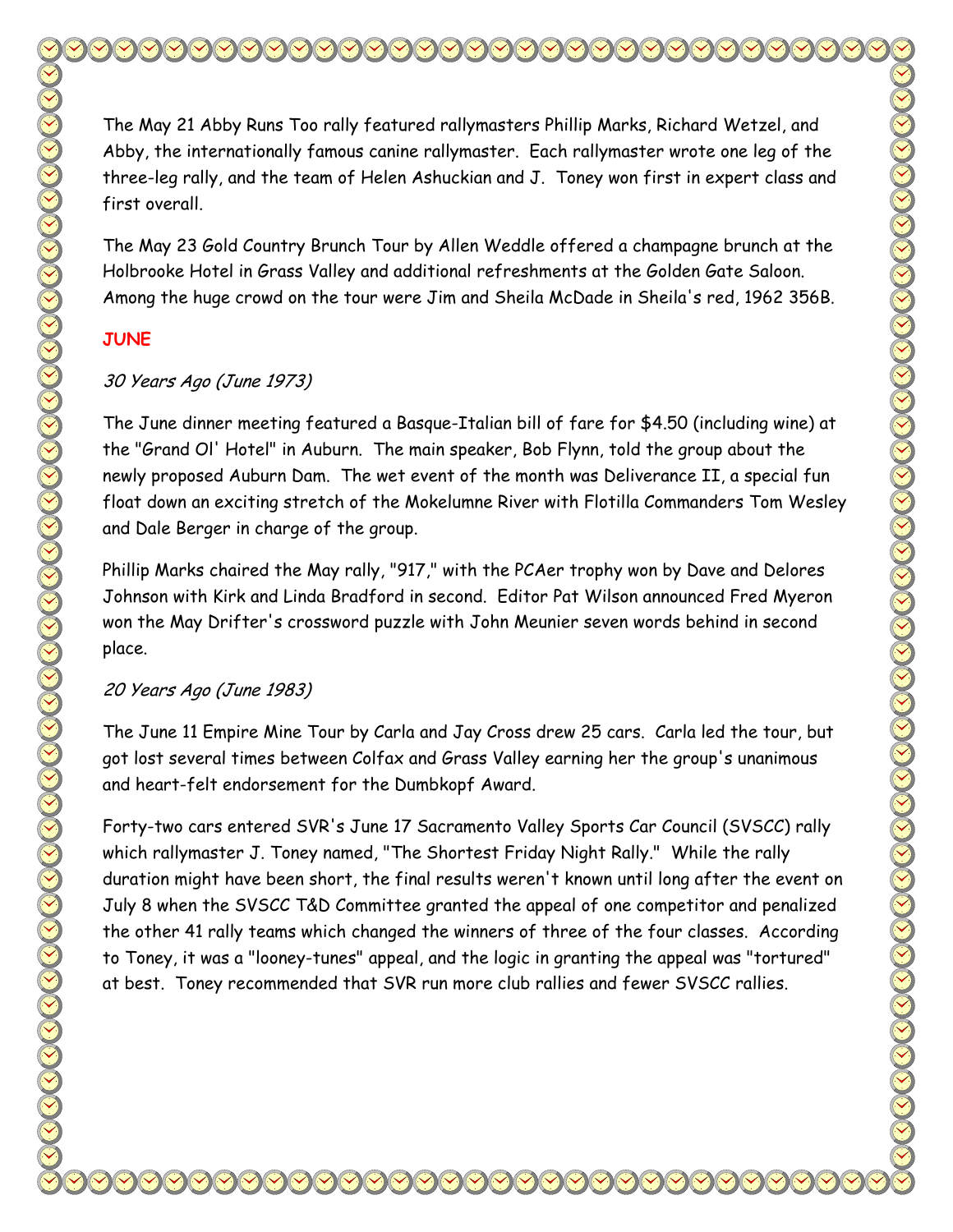The May 21 Abby Runs Too rally featured rallymasters Phillip Marks, Richard Wetzel, and Abby, the internationally famous canine rallymaster. Each rallymaster wrote one leg of the three-leg rally, and the team of Helen Ashuckian and J. Toney won first in expert class and first overall.

The May 23 Gold Country Brunch Tour by Allen Weddle offered a champagne brunch at the Holbrooke Hotel in Grass Valley and additional refreshments at the Golden Gate Saloon. Among the huge crowd on the tour were Jim and Sheila McDade in Sheila's red, 1962 356B.

## JUNE

*30 Years Ago (June 1973)*

The June dinner meeting featured a Basque-Italian bill of fare for $4.50 (including wine) at the "Grand Ol' Hotel" in Auburn. The main speaker, Bob Flynn, told the group about the newly proposed Auburn Dam. The wet event of the month was Deliverance II, a special fun float down an exciting stretch of the Mokelumne River with Flotilla Commanders Tom Wesley and Dale Berger in charge of the group.

Phillip Marks chaired the May rally, "917," with the PCAer trophy won by Dave and Delores Johnson with Kirk and Linda Bradford in second. Editor Pat Wilson announced Fred Myeron won the May Drifter's crossword puzzle with John Meunier seven words behind in second place.

*20 Years Ago (June 1983)*

The June 11 Empire Mine Tour by Carla and Jay Cross drew 25 cars. Carla led the tour, but got lost several times between Colfax and Grass Valley earning her the group's unanimous and heart-felt endorsement for the Dumbkopf Award.

Forty-two cars entered SVR's June 17 Sacramento Valley Sports Car Council (SVSCC) rally which rallymaster J. Toney named, "The Shortest Friday Night Rally." While the rally duration might have been short, the final results weren't known until long after the event on July 8 when the SVSCC T&D Committee granted the appeal of one competitor and penalized the other 41 rally teams which changed the winners of three of the four classes. According to Toney, it was a "looney-tunes" appeal, and the logic in granting the appeal was "tortured" at best. Toney recommended that SVR run more club rallies and fewer SVSCC rallies.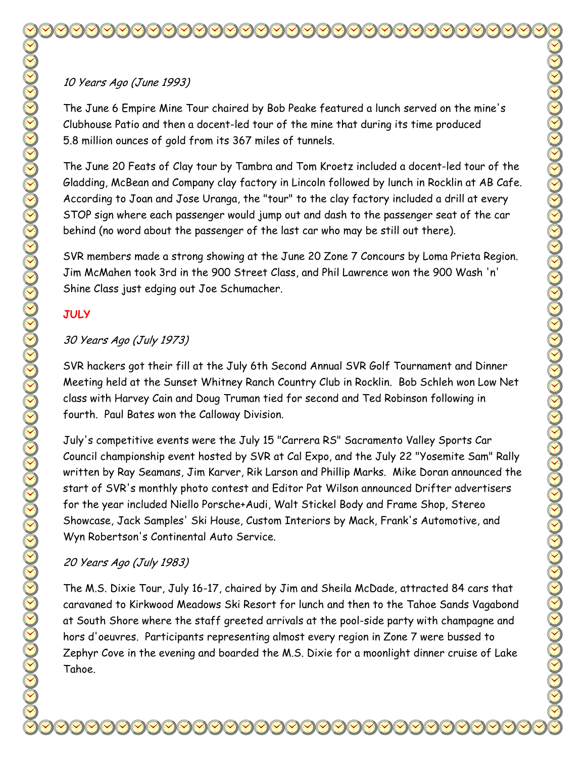*10 Years Ago (June 1993)*

The June 6 Empire Mine Tour chaired by Bob Peake featured a lunch served on the mine's Clubhouse Patio and then a docent-led tour of the mine that during its time produced 5.8 million ounces of gold from its 367 miles of tunnels.

The June 20 Feats of Clay tour by Tambra and Tom Kroetz included a docent-led tour of the Gladding, McBean and Company clay factory in Lincoln followed by lunch in Rocklin at AB Cafe. According to Joan and Jose Uranga, the "tour" to the clay factory included a drill at every STOP sign where each passenger would jump out and dash to the passenger seat of the car behind (no word about the passenger of the last car who may be still out there).

SVR members made a strong showing at the June 20 Zone 7 Concours by Loma Prieta Region. Jim McMahen took 3rd in the 900 Street Class, and Phil Lawrence won the 900 Wash 'n' Shine Class just edging out Joe Schumacher.

**JULY**

*30 Years Ago (July 1973)*

SVR hackers got their fill at the July 6th Second Annual SVR Golf Tournament and Dinner Meeting held at the Sunset Whitney Ranch Country Club in Rocklin. Bob Schleh won Low Net class with Harvey Cain and Doug Truman tied for second and Ted Robinson following in fourth. Paul Bates won the Calloway Division.

July's competitive events were the July 15 "Carrera RS" Sacramento Valley Sports Car Council championship event hosted by SVR at Cal Expo, and the July 22 "Yosemite Sam" Rally written by Ray Seamans, Jim Karver, Rik Larson and Phillip Marks. Mike Doran announced the start of SVR's monthly photo contest and Editor Pat Wilson announced Drifter advertisers for the year included Niello Porsche+Audi, Walt Stickel Body and Frame Shop, Stereo Showcase, Jack Samples' Ski House, Custom Interiors by Mack, Frank's Automotive, and Wyn Robertson's Continental Auto Service.

*20 Years Ago (July 1983)*

The M.S. Dixie Tour, July 16-17, chaired by Jim and Sheila McDade, attracted 84 cars that caravaned to Kirkwood Meadows Ski Resort for lunch and then to the Tahoe Sands Vagabond at South Shore where the staff greeted arrivals at the pool-side party with champagne and hors d'oeuvres. Participants representing almost every region in Zone 7 were bussed to Zephyr Cove in the evening and boarded the M.S. Dixie for a moonlight dinner cruise of Lake Tahoe.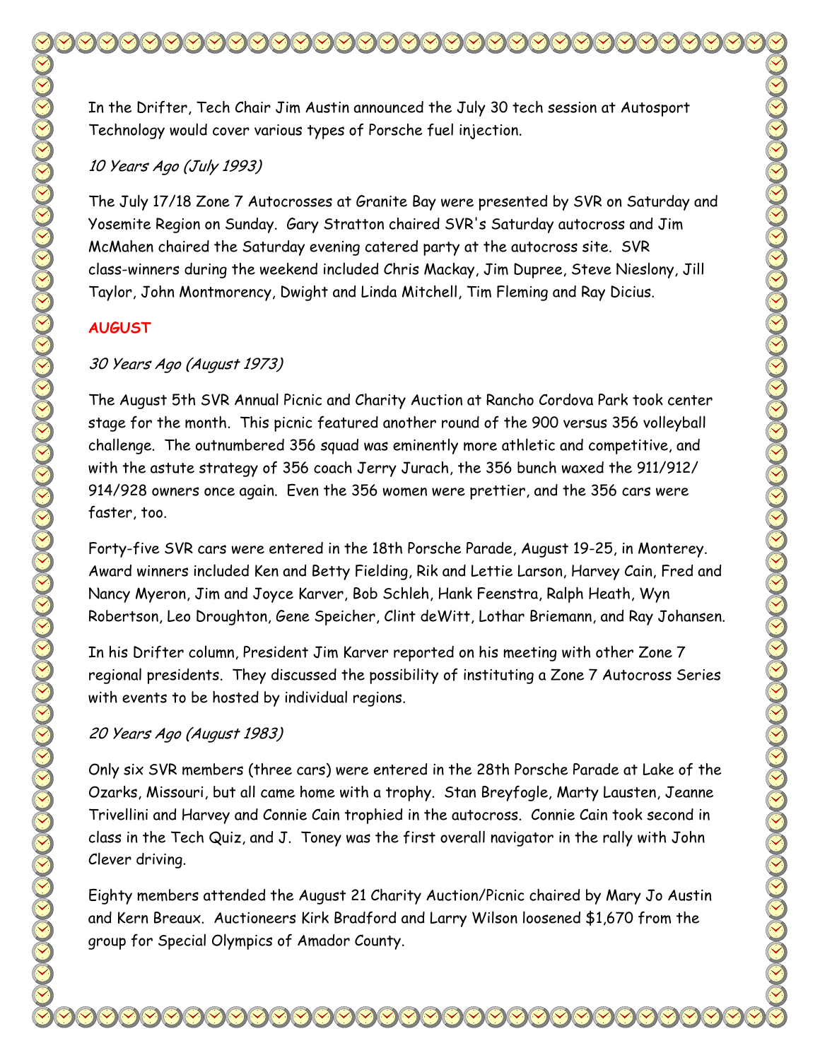In the Drifter, Tech Chair Jim Austin announced the July 30 tech session at Autosport Technology would cover various types of Porsche fuel injection.

*10 Years Ago (July 1993)*

The July 17/18 Zone 7 Autocrosses at Granite Bay were presented by SVR on Saturday and Yosemite Region on Sunday. Gary Stratton chaired SVR's Saturday autocross and Jim McMahen chaired the Saturday evening catered party at the autocross site. SVR class-winners during the weekend included Chris Mackay, Jim Dupree, Steve Nieslony, Jill Taylor, John Montmorency, Dwight and Linda Mitchell, Tim Fleming and Ray Dicius.

**AUGUST**

*30 Years Ago (August 1973)*

The August 5th SVR Annual Picnic and Charity Auction at Rancho Cordova Park took center stage for the month. This picnic featured another round of the 900 versus 356 volleyball challenge. The outnumbered 356 squad was eminently more athletic and competitive, and with the astute strategy of 356 coach Jerry Jurach, the 356 bunch waxed the 911/912/914/928 owners once again. Even the 356 women were prettier, and the 356 cars were faster, too.

Forty-five SVR cars were entered in the 18th Porsche Parade, August 19-25, in Monterey. Award winners included Ken and Betty Fielding, Rik and Lettie Larson, Harvey Cain, Fred and Nancy Myeron, Jim and Joyce Karver, Bob Schleh, Hank Feenstra, Ralph Heath, Wyn Robertson, Leo Droughton, Gene Speicher, Clint deWitt, Lothar Briemann, and Ray Johansen.

In his Drifter column, President Jim Karver reported on his meeting with other Zone 7 regional presidents. They discussed the possibility of instituting a Zone 7 Autocross Series with events to be hosted by individual regions.

*20 Years Ago (August 1983)*

Only six SVR members (three cars) were entered in the 28th Porsche Parade at Lake of the Ozarks, Missouri, but all came home with a trophy. Stan Breyfogle, Marty Lausten, Jeanne Trivellini and Harvey and Connie Cain trophied in the autocross. Connie Cain took second in class in the Tech Quiz, and J. Toney was the first overall navigator in the rally with John Clever driving.

Eighty members attended the August 21 Charity Auction/Picnic chaired by Mary Jo Austin and Kern Breaux. Auctioneers Kirk Bradford and Larry Wilson loosened $1,670 from the group for Special Olympics of Amador County.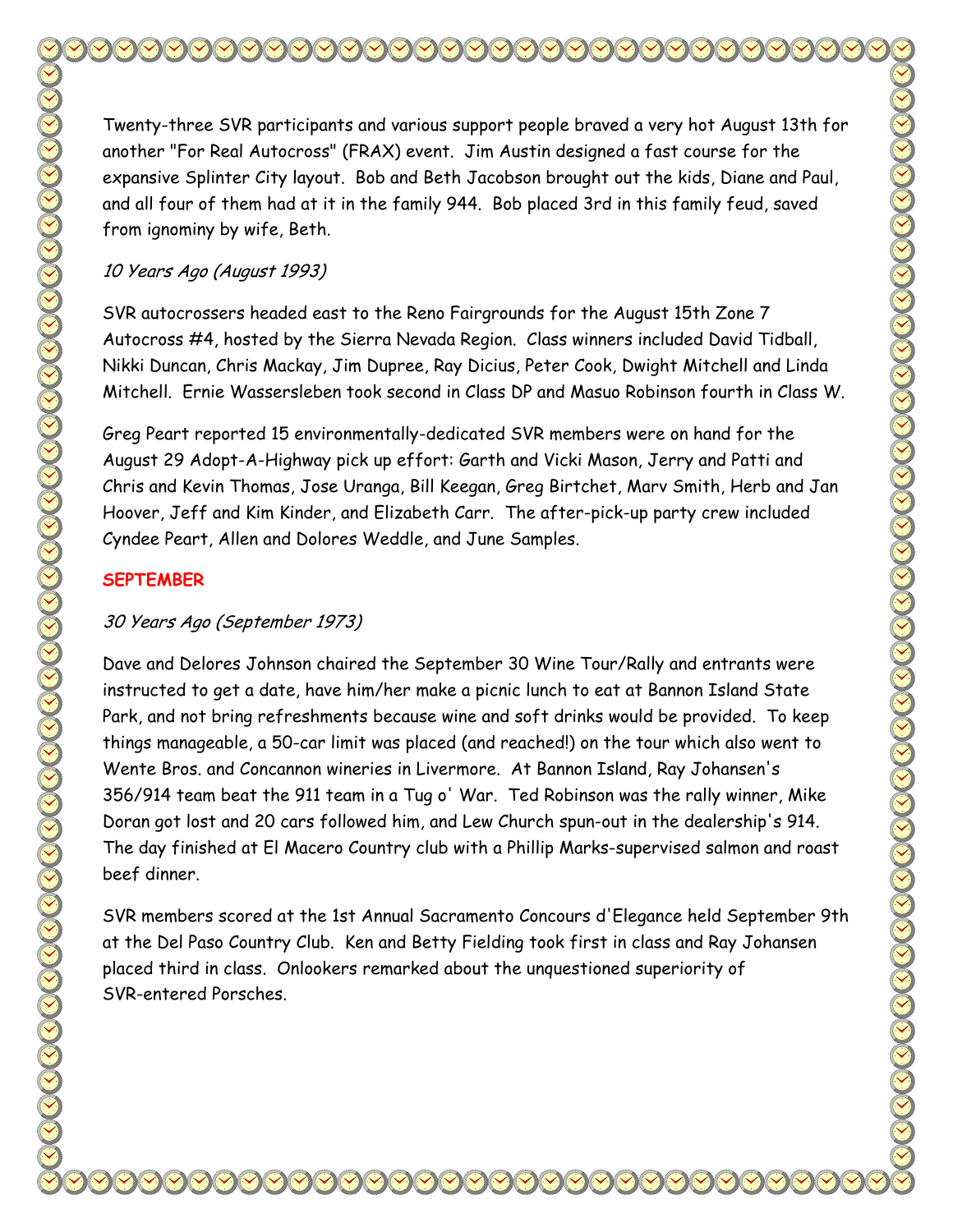Twenty-three SVR participants and various support people braved a very hot August 13th for another "For Real Autocross" (FRAX) event. Jim Austin designed a fast course for the expansive Splinter City layout. Bob and Beth Jacobson brought out the kids, Diane and Paul, and all four of them had at it in the family 944. Bob placed 3rd in this family feud, saved from ignominy by wife, Beth.

*10 Years Ago (August 1993)*

SVR autocrossers headed east to the Reno Fairgrounds for the August 15th Zone 7 Autocross #4, hosted by the Sierra Nevada Region. Class winners included David Tidball, Nikki Duncan, Chris Mackay, Jim Dupree, Ray Dicius, Peter Cook, Dwight Mitchell and Linda Mitchell. Ernie Wassersleben took second in Class DP and Masuo Robinson fourth in Class W.

Greg Peart reported 15 environmentally-dedicated SVR members were on hand for the August 29 Adopt-A-Highway pick up effort: Garth and Vicki Mason, Jerry and Patti and Chris and Kevin Thomas, Jose Uranga, Bill Keegan, Greg Birtchet, Marv Smith, Herb and Jan Hoover, Jeff and Kim Kinder, and Elizabeth Carr. The after-pick-up party crew included Cyndee Peart, Allen and Dolores Weddle, and June Samples.

**SEPTEMBER**

*30 Years Ago (September 1973)*

Dave and Delores Johnson chaired the September 30 Wine Tour/Rally and entrants were instructed to get a date, have him/her make a picnic lunch to eat at Bannon Island State Park, and not bring refreshments because wine and soft drinks would be provided. To keep things manageable, a 50-car limit was placed (and reached!) on the tour which also went to Wente Bros. and Concannon wineries in Livermore. At Bannon Island, Ray Johansen's 356/914 team beat the 911 team in a Tug o' War. Ted Robinson was the rally winner, Mike Doran got lost and 20 cars followed him, and Lew Church spun-out in the dealership's 914. The day finished at El Macero Country club with a Phillip Marks-supervised salmon and roast beef dinner.

SVR members scored at the 1st Annual Sacramento Concours d'Elegance held September 9th at the Del Paso Country Club. Ken and Betty Fielding took first in class and Ray Johansen placed third in class. Onlookers remarked about the unquestioned superiority of SVR-entered Porsches.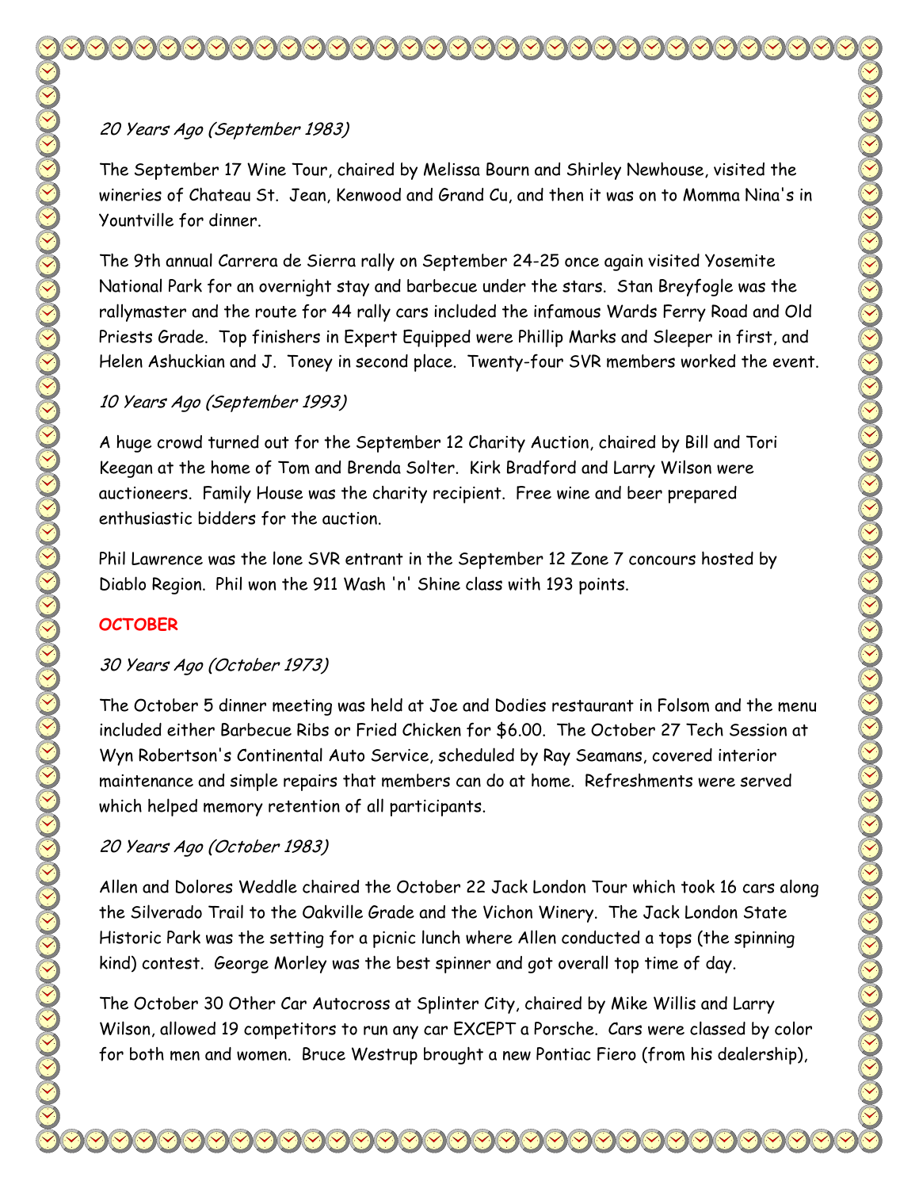*20 Years Ago (September 1983)*

The September 17 Wine Tour, chaired by Melissa Bourn and Shirley Newhouse, visited the wineries of Chateau St. Jean, Kenwood and Grand Cu, and then it was on to Momma Nina's in Yountville for dinner.

The 9th annual Carrera de Sierra rally on September 24-25 once again visited Yosemite National Park for an overnight stay and barbecue under the stars. Stan Breyfogle was the rallymaster and the route for 44 rally cars included the infamous Wards Ferry Road and Old Priests Grade. Top finishers in Expert Equipped were Phillip Marks and Sleeper in first, and Helen Ashuckian and J. Toney in second place. Twenty-four SVR members worked the event.

*10 Years Ago (September 1993)*

A huge crowd turned out for the September 12 Charity Auction, chaired by Bill and Tori Keegan at the home of Tom and Brenda Solter. Kirk Bradford and Larry Wilson were auctioneers. Family House was the charity recipient. Free wine and beer prepared enthusiastic bidders for the auction.

Phil Lawrence was the lone SVR entrant in the September 12 Zone 7 concours hosted by Diablo Region. Phil won the 911 Wash 'n' Shine class with 193 points.

**OCTOBER**

*30 Years Ago (October 1973)*

The October 5 dinner meeting was held at Joe and Dodies restaurant in Folsom and the menu included either Barbecue Ribs or Fried Chicken for $6.00. The October 27 Tech Session at Wyn Robertson's Continental Auto Service, scheduled by Ray Seamans, covered interior maintenance and simple repairs that members can do at home. Refreshments were served which helped memory retention of all participants.

*20 Years Ago (October 1983)*

Allen and Dolores Weddle chaired the October 22 Jack London Tour which took 16 cars along the Silverado Trail to the Oakville Grade and the Vichon Winery. The Jack London State Historic Park was the setting for a picnic lunch where Allen conducted a tops (the spinning kind) contest. George Morley was the best spinner and got overall top time of day.

The October 30 Other Car Autocross at Splinter City, chaired by Mike Willis and Larry Wilson, allowed 19 competitors to run any car EXCEPT a Porsche. Cars were classed by color for both men and women. Bruce Westrup brought a new Pontiac Fiero (from his dealership),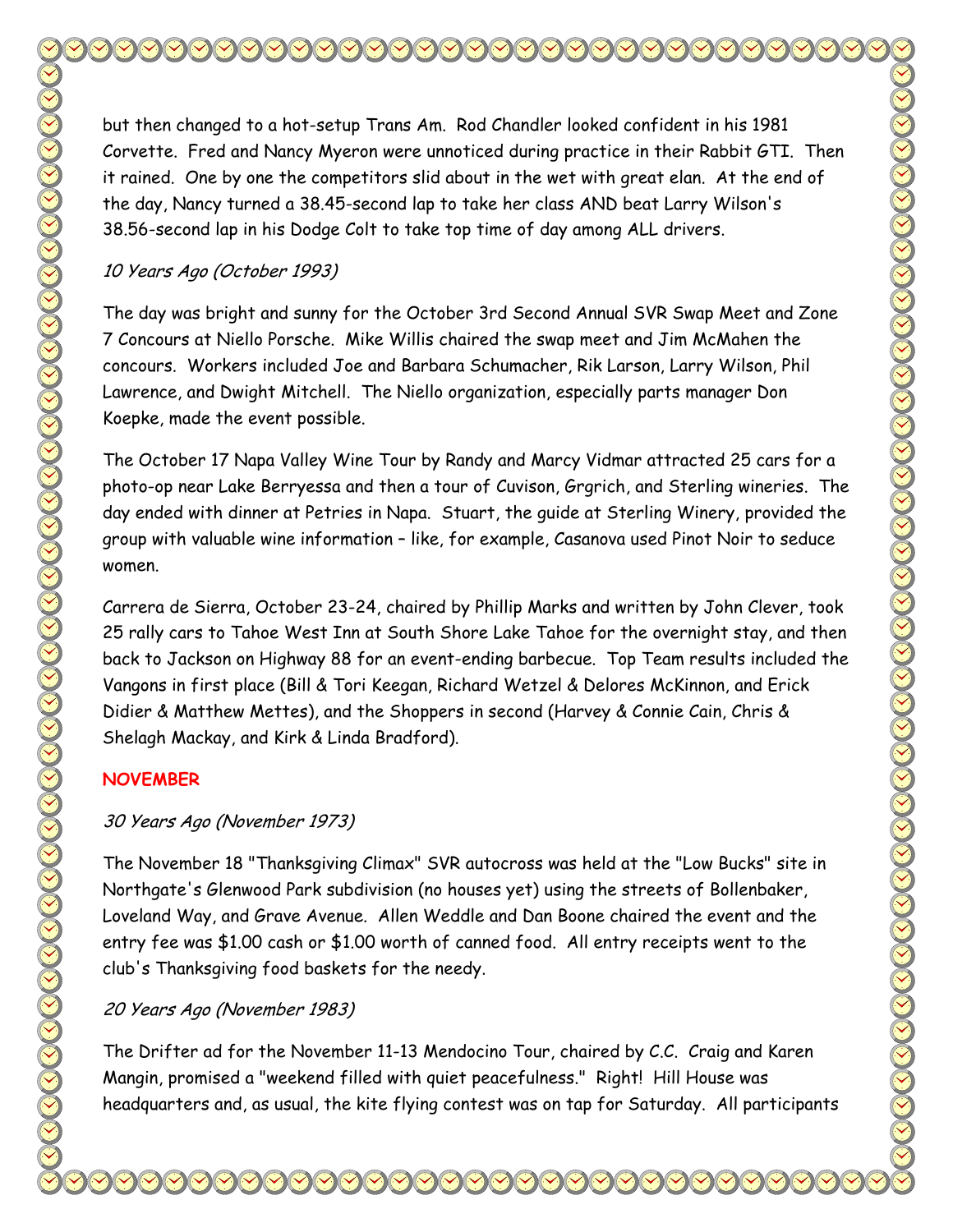but then changed to a hot-setup Trans Am. Rod Chandler looked confident in his 1981 Corvette. Fred and Nancy Myeron were unnoticed during practice in their Rabbit GTI. Then it rained. One by one the competitors slid about in the wet with great elan. At the end of the day, Nancy turned a 38.45-second lap to take her class AND beat Larry Wilson's 38.56-second lap in his Dodge Colt to take top time of day among ALL drivers.

*10 Years Ago (October 1993)*

The day was bright and sunny for the October 3rd Second Annual SVR Swap Meet and Zone 7 Concours at Niello Porsche. Mike Willis chaired the swap meet and Jim McMahen the concours. Workers included Joe and Barbara Schumacher, Rik Larson, Larry Wilson, Phil Lawrence, and Dwight Mitchell. The Niello organization, especially parts manager Don Koepke, made the event possible.

The October 17 Napa Valley Wine Tour by Randy and Marcy Vidmar attracted 25 cars for a photo-op near Lake Berryessa and then a tour of Cuvison, Grgrich, and Sterling wineries. The day ended with dinner at Petries in Napa. Stuart, the guide at Sterling Winery, provided the group with valuable wine information – like, for example, Casanova used Pinot Noir to seduce women.

Carrera de Sierra, October 23-24, chaired by Phillip Marks and written by John Clever, took 25 rally cars to Tahoe West Inn at South Shore Lake Tahoe for the overnight stay, and then back to Jackson on Highway 88 for an event-ending barbecue. Top Team results included the Vangons in first place (Bill & Tori Keegan, Richard Wetzel & Delores McKinnon, and Erick Didier & Matthew Mettes), and the Shoppers in second (Harvey & Connie Cain, Chris & Shelagh Mackay, and Kirk & Linda Bradford).

**NOVEMBER**

*30 Years Ago (November 1973)*

The November 18 "Thanksgiving Climax" SVR autocross was held at the "Low Bucks" site in Northgate's Glenwood Park subdivision (no houses yet) using the streets of Bollenbaker, Loveland Way, and Grave Avenue. Allen Weddle and Dan Boone chaired the event and the entry fee was $1.00 cash or $1.00 worth of canned food. All entry receipts went to the club's Thanksgiving food baskets for the needy.

*20 Years Ago (November 1983)*

The Drifter ad for the November 11-13 Mendocino Tour, chaired by C.C. Craig and Karen Mangin, promised a "weekend filled with quiet peacefulness." Right! Hill House was headquarters and, as usual, the kite flying contest was on tap for Saturday. All participants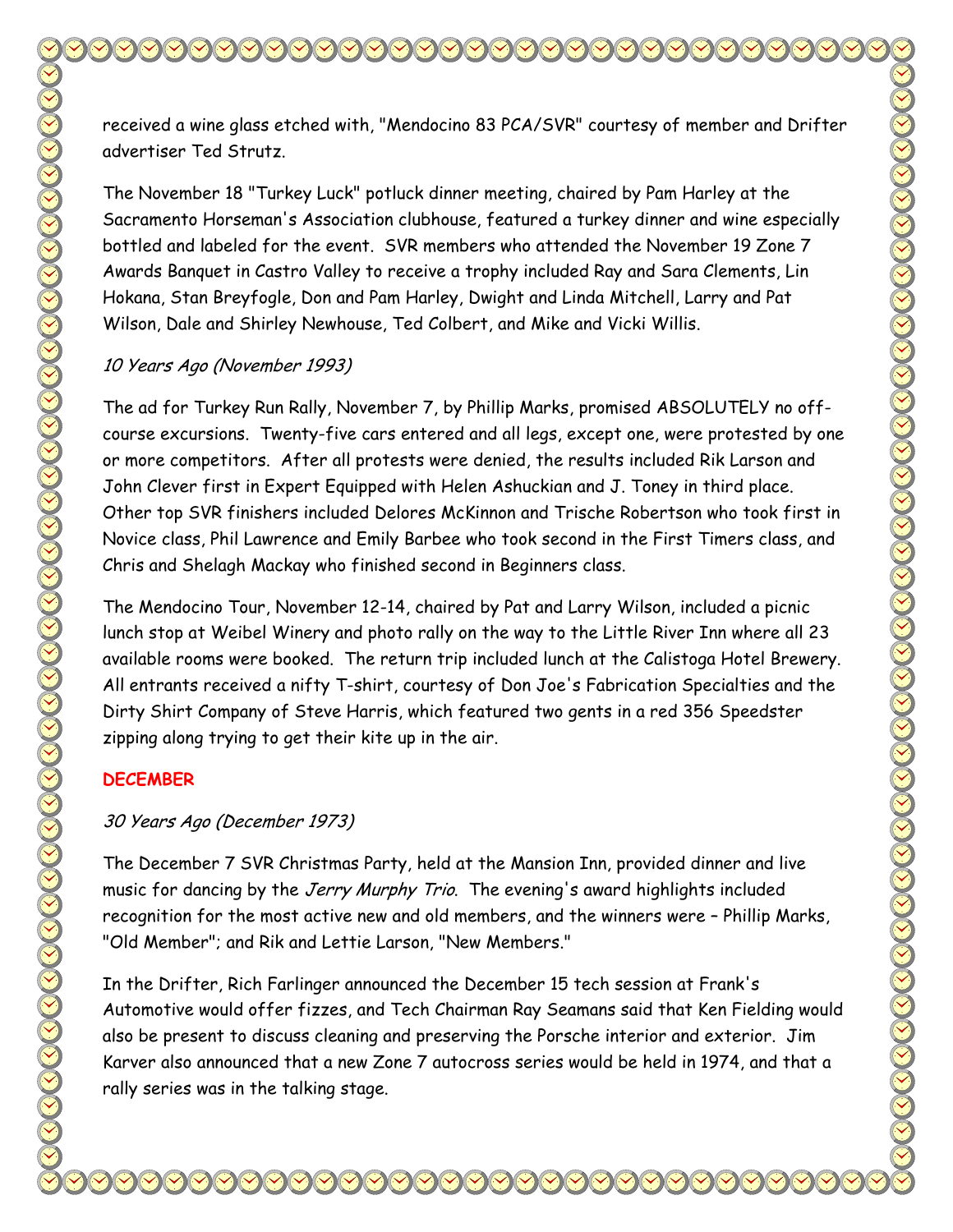received a wine glass etched with, "Mendocino 83 PCA/SVR" courtesy of member and Drifter advertiser Ted Strutz.

The November 18 "Turkey Luck" potluck dinner meeting, chaired by Pam Harley at the Sacramento Horseman's Association clubhouse, featured a turkey dinner and wine especially bottled and labeled for the event. SVR members who attended the November 19 Zone 7 Awards Banquet in Castro Valley to receive a trophy included Ray and Sara Clements, Lin Hokana, Stan Breyfogle, Don and Pam Harley, Dwight and Linda Mitchell, Larry and Pat Wilson, Dale and Shirley Newhouse, Ted Colbert, and Mike and Vicki Willis.

*10 Years Ago (November 1993)*

The ad for Turkey Run Rally, November 7, by Phillip Marks, promised ABSOLUTELY no off-course excursions. Twenty-five cars entered and all legs, except one, were protested by one or more competitors. After all protests were denied, the results included Rik Larson and John Clever first in Expert Equipped with Helen Ashuckian and J. Toney in third place. Other top SVR finishers included Delores McKinnon and Trische Robertson who took first in Novice class, Phil Lawrence and Emily Barbee who took second in the First Timers class, and Chris and Shelagh Mackay who finished second in Beginners class.

The Mendocino Tour, November 12-14, chaired by Pat and Larry Wilson, included a picnic lunch stop at Weibel Winery and photo rally on the way to the Little River Inn where all 23 available rooms were booked. The return trip included lunch at the Calistoga Hotel Brewery. All entrants received a nifty T-shirt, courtesy of Don Joe's Fabrication Specialties and the Dirty Shirt Company of Steve Harris, which featured two gents in a red 356 Speedster zipping along trying to get their kite up in the air.

**DECEMBER**

*30 Years Ago (December 1973)*

The December 7 SVR Christmas Party, held at the Mansion Inn, provided dinner and live music for dancing by the *Jerry Murphy Trio*. The evening's award highlights included recognition for the most active new and old members, and the winners were – Phillip Marks, "Old Member"; and Rik and Lettie Larson, "New Members."

In the Drifter, Rich Farlinger announced the December 15 tech session at Frank's Automotive would offer fizzes, and Tech Chairman Ray Seamans said that Ken Fielding would also be present to discuss cleaning and preserving the Porsche interior and exterior. Jim Karver also announced that a new Zone 7 autocross series would be held in 1974, and that a rally series was in the talking stage.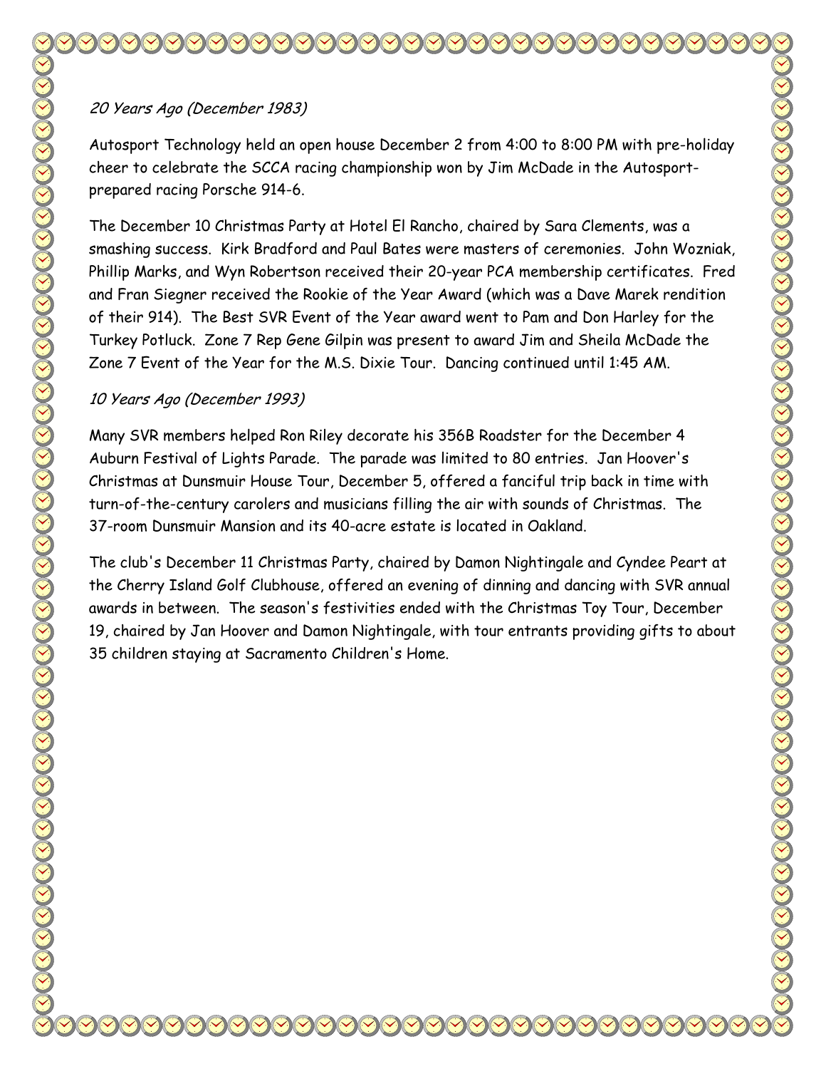*20 Years Ago (December 1983)*

Autosport Technology held an open house December 2 from 4:00 to 8:00 PM with pre-holiday cheer to celebrate the SCCA racing championship won by Jim McDade in the Autosport-prepared racing Porsche 914-6.

The December 10 Christmas Party at Hotel El Rancho, chaired by Sara Clements, was a smashing success. Kirk Bradford and Paul Bates were masters of ceremonies. John Wozniak, Phillip Marks, and Wyn Robertson received their 20-year PCA membership certificates. Fred and Fran Siegner received the Rookie of the Year Award (which was a Dave Marek rendition of their 914). The Best SVR Event of the Year award went to Pam and Don Harley for the Turkey Potluck. Zone 7 Rep Gene Gilpin was present to award Jim and Sheila McDade the Zone 7 Event of the Year for the M.S. Dixie Tour. Dancing continued until 1:45 AM.

*10 Years Ago (December 1993)*

Many SVR members helped Ron Riley decorate his 356B Roadster for the December 4 Auburn Festival of Lights Parade. The parade was limited to 80 entries. Jan Hoover's Christmas at Dunsmuir House Tour, December 5, offered a fanciful trip back in time with turn-of-the-century carolers and musicians filling the air with sounds of Christmas. The 37-room Dunsmuir Mansion and its 40-acre estate is located in Oakland.

The club's December 11 Christmas Party, chaired by Damon Nightingale and Cyndee Peart at the Cherry Island Golf Clubhouse, offered an evening of dinning and dancing with SVR annual awards in between. The season's festivities ended with the Christmas Toy Tour, December 19, chaired by Jan Hoover and Damon Nightingale, with tour entrants providing gifts to about 35 children staying at Sacramento Children's Home.